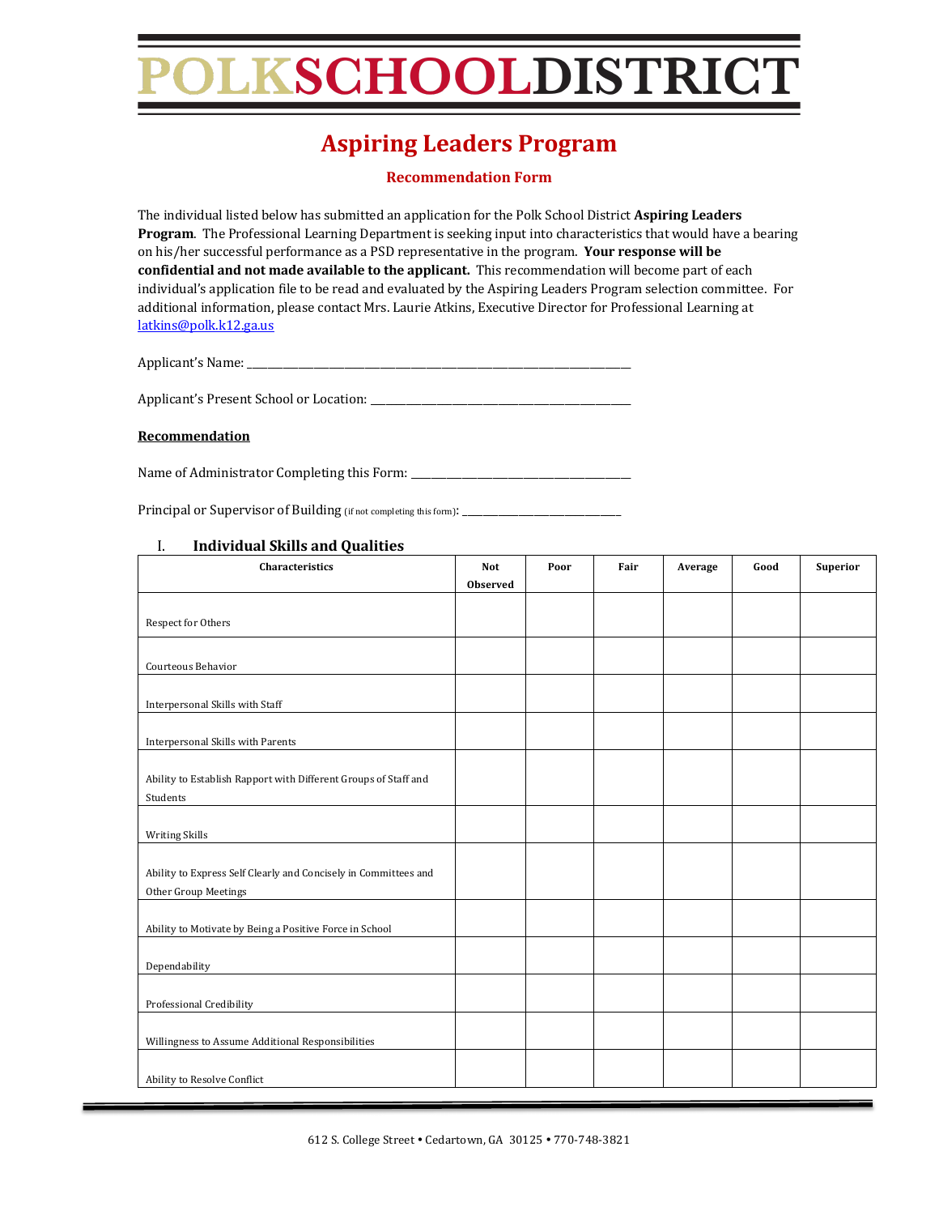# POLKSCHOOLDISTRICT

## Aspiring Leaders Program

### Recommendation Form

The individual listed below has submitted an application for the Polk School District **Aspiring Leaders Program**. The Professional Learning Department is seeking input into characteristics that would have a bearing on his/her successful performance as a PSD representative in the program. **Your response will be confidential and not made available to the applicant.** This recommendation will become part of each individual's application file to be read and evaluated by the Aspiring Leaders Program selection committee. For additional information, please contact Mrs. Laurie Atkins, Executive Director for Professional Learning at latkins@polk.k12.ga.us

Applicant's Name: ___________________________________________

Applicant's Present School or Location: ______________________________

**Recommendation**

Name of Administrator Completing this Form: __________________________

Principal or Supervisor of Building (if not completing this form): ___________________

### I. Individual Skills and Qualities

| Characteristics | Not Observed | Poor | Fair | Average | Good | Superior |
|---|---|---|---|---|---|---|
| Respect for Others | | | | | | |
| Courteous Behavior | | | | | | |
| Interpersonal Skills with Staff | | | | | | |
| Interpersonal Skills with Parents | | | | | | |
| Ability to Establish Rapport with Different Groups of Staff and Students | | | | | | |
| Writing Skills | | | | | | |
| Ability to Express Self Clearly and Concisely in Committees and Other Group Meetings | | | | | | |
| Ability to Motivate by Being a Positive Force in School | | | | | | |
| Dependability | | | | | | |
| Professional Credibility | | | | | | |
| Willingness to Assume Additional Responsibilities | | | | | | |
| Ability to Resolve Conflict | | | | | | |

612 S. College Street • Cedartown, GA 30125 • 770-748-3821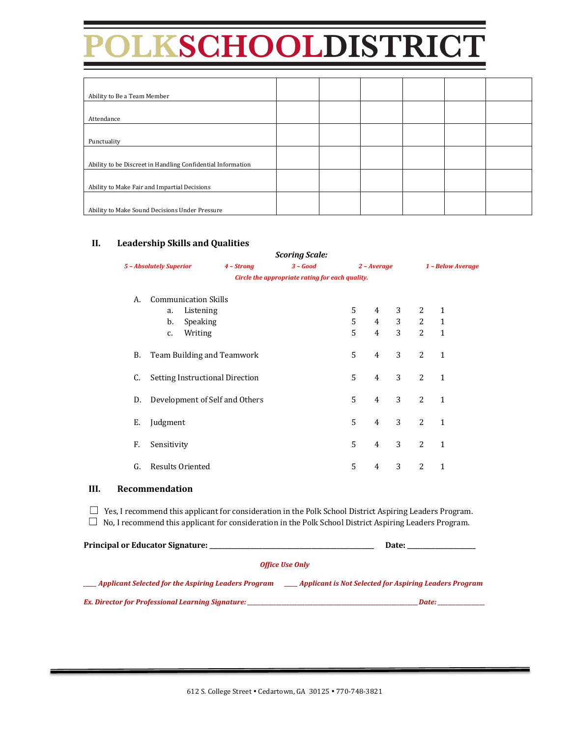# POLKSCHOOLDISTRICT

| | | | | | | |
|---|---|---|---|---|---|---|
| Ability to Be a Team Member | | | | | | |
| Attendance | | | | | | |
| Punctuality | | | | | | |
| Ability to be Discreet in Handling Confidential Information | | | | | | |
| Ability to Make Fair and Impartial Decisions | | | | | | |
| Ability to Make Sound Decisions Under Pressure | | | | | | |

## II. Leadership Skills and Qualities

***Scoring Scale:***

***5 – Absolutely Superior*** ***4 – Strong*** ***3 – Good*** ***2 – Average*** ***1 – Below Average***

***Circle the appropriate rating for each quality.***

| | | | | | |
|---|---|---|---|---|---|
| A. Communication Skills | | | | | |
| a. Listening | 5 | 4 | 3 | 2 | 1 |
| b. Speaking | 5 | 4 | 3 | 2 | 1 |
| c. Writing | 5 | 4 | 3 | 2 | 1 |
| B. Team Building and Teamwork | 5 | 4 | 3 | 2 | 1 |
| C. Setting Instructional Direction | 5 | 4 | 3 | 2 | 1 |
| D. Development of Self and Others | 5 | 4 | 3 | 2 | 1 |
| E. Judgment | 5 | 4 | 3 | 2 | 1 |
| F. Sensitivity | 5 | 4 | 3 | 2 | 1 |
| G. Results Oriented | 5 | 4 | 3 | 2 | 1 |

## III. Recommendation

☐ Yes, I recommend this applicant for consideration in the Polk School District Aspiring Leaders Program.
☐ No, I recommend this applicant for consideration in the Polk School District Aspiring Leaders Program.

**Principal or Educator Signature: ________________________________________ Date: ________________**

***Office Use Only***

***____ Applicant Selected for the Aspiring Leaders Program ____ Applicant is Not Selected for Aspiring Leaders Program***

***Ex. Director for Professional Learning Signature: ________________________________________ Date: ______________***

612 S. College Street • Cedartown, GA 30125 • 770-748-3821